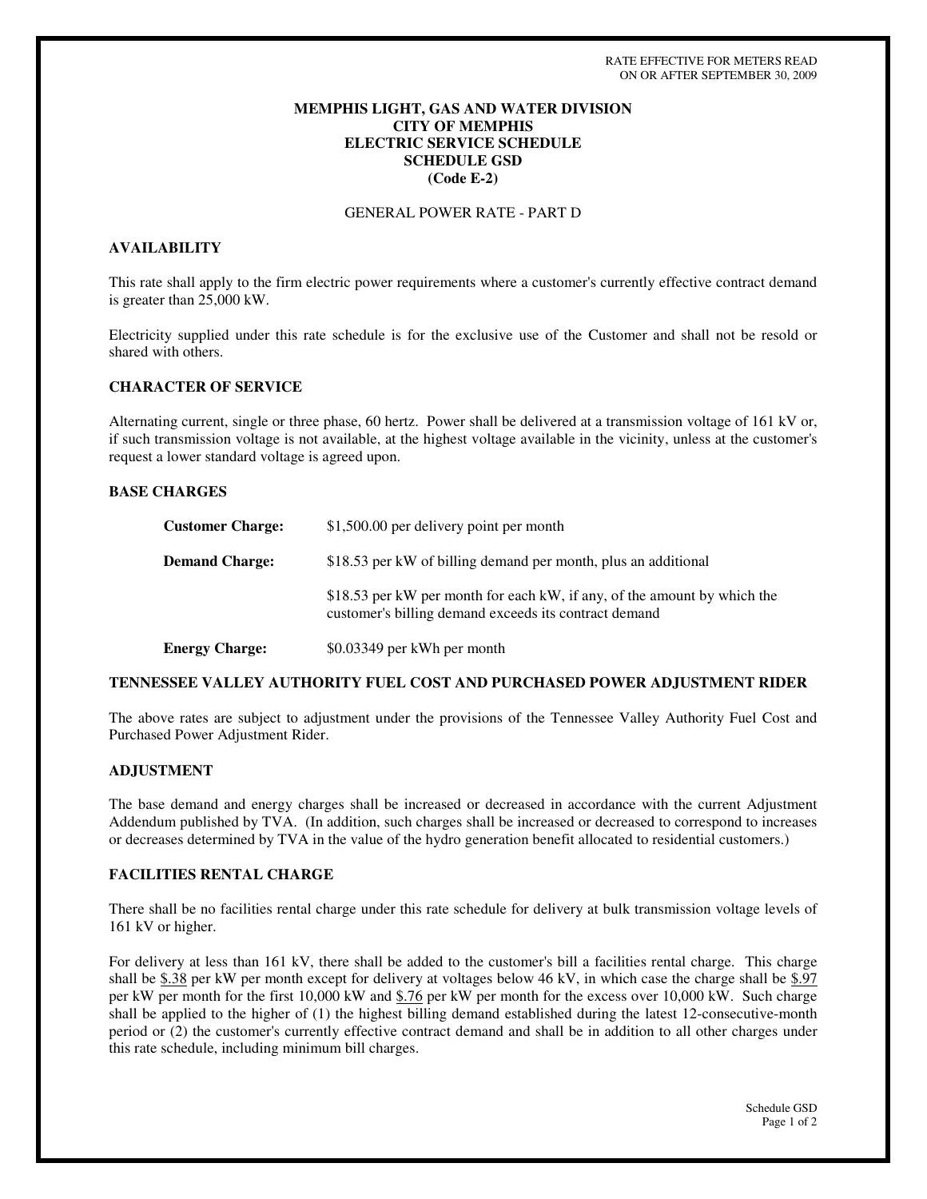RATE EFFECTIVE FOR METERS READ
ON OR AFTER SEPTEMBER 30, 2009

# MEMPHIS LIGHT, GAS AND WATER DIVISION
# CITY OF MEMPHIS
# ELECTRIC SERVICE SCHEDULE
# SCHEDULE GSD
# (Code E-2)

GENERAL POWER RATE - PART D

## AVAILABILITY

This rate shall apply to the firm electric power requirements where a customer's currently effective contract demand is greater than 25,000 kW.

Electricity supplied under this rate schedule is for the exclusive use of the Customer and shall not be resold or shared with others.

## CHARACTER OF SERVICE

Alternating current, single or three phase, 60 hertz. Power shall be delivered at a transmission voltage of 161 kV or, if such transmission voltage is not available, at the highest voltage available in the vicinity, unless at the customer's request a lower standard voltage is agreed upon.

## BASE CHARGES

**Customer Charge:** $1,500.00 per delivery point per month

**Demand Charge:** $18.53 per kW of billing demand per month, plus an additional

$18.53 per kW per month for each kW, if any, of the amount by which the customer's billing demand exceeds its contract demand

**Energy Charge:** $0.03349 per kWh per month

## TENNESSEE VALLEY AUTHORITY FUEL COST AND PURCHASED POWER ADJUSTMENT RIDER

The above rates are subject to adjustment under the provisions of the Tennessee Valley Authority Fuel Cost and Purchased Power Adjustment Rider.

## ADJUSTMENT

The base demand and energy charges shall be increased or decreased in accordance with the current Adjustment Addendum published by TVA. (In addition, such charges shall be increased or decreased to correspond to increases or decreases determined by TVA in the value of the hydro generation benefit allocated to residential customers.)

## FACILITIES RENTAL CHARGE

There shall be no facilities rental charge under this rate schedule for delivery at bulk transmission voltage levels of 161 kV or higher.

For delivery at less than 161 kV, there shall be added to the customer's bill a facilities rental charge. This charge shall be $.38 per kW per month except for delivery at voltages below 46 kV, in which case the charge shall be $.97 per kW per month for the first 10,000 kW and $.76 per kW per month for the excess over 10,000 kW. Such charge shall be applied to the higher of (1) the highest billing demand established during the latest 12-consecutive-month period or (2) the customer's currently effective contract demand and shall be in addition to all other charges under this rate schedule, including minimum bill charges.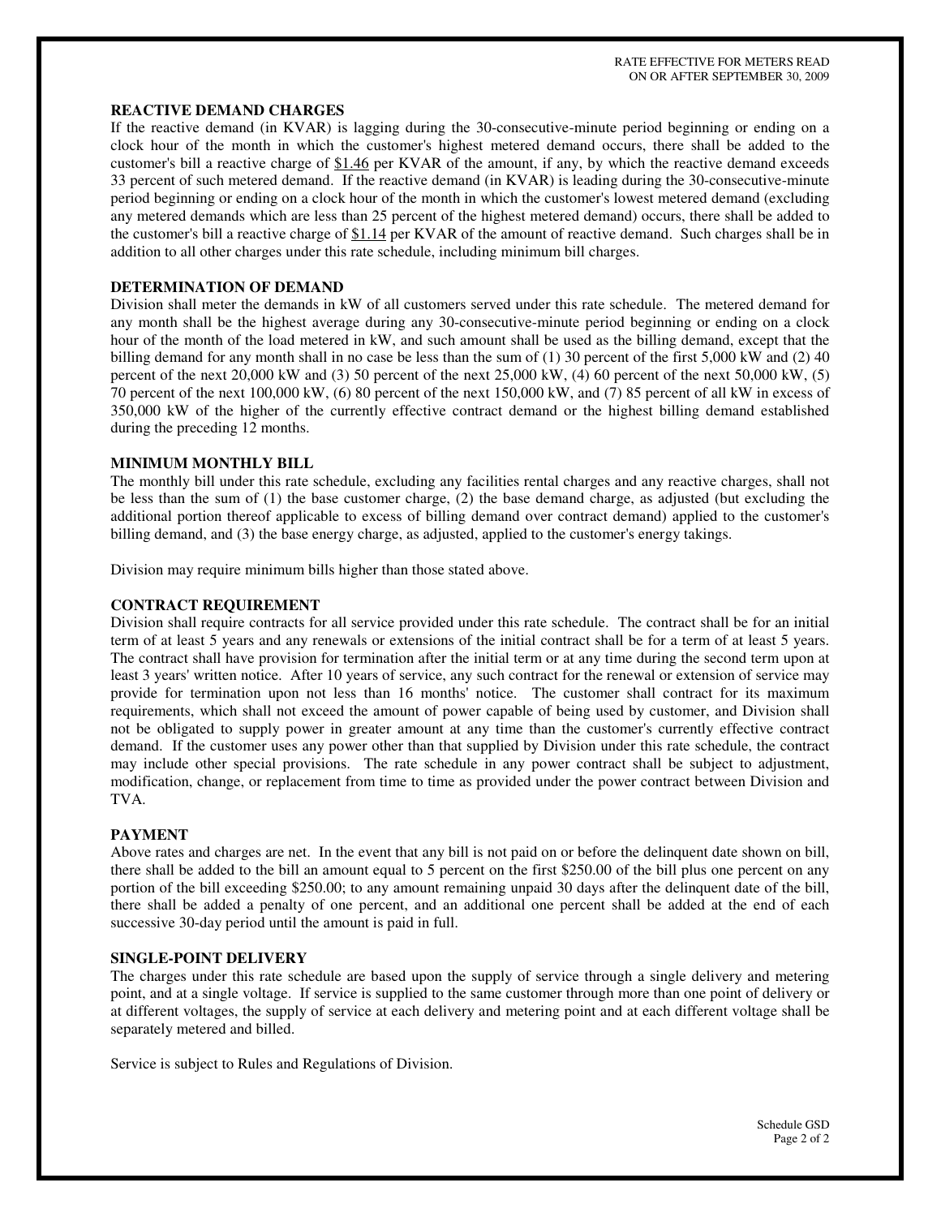RATE EFFECTIVE FOR METERS READ
ON OR AFTER SEPTEMBER 30, 2009

## REACTIVE DEMAND CHARGES

If the reactive demand (in KVAR) is lagging during the 30-consecutive-minute period beginning or ending on a clock hour of the month in which the customer's highest metered demand occurs, there shall be added to the customer's bill a reactive charge of $1.46 per KVAR of the amount, if any, by which the reactive demand exceeds 33 percent of such metered demand. If the reactive demand (in KVAR) is leading during the 30-consecutive-minute period beginning or ending on a clock hour of the month in which the customer's lowest metered demand (excluding any metered demands which are less than 25 percent of the highest metered demand) occurs, there shall be added to the customer's bill a reactive charge of $1.14 per KVAR of the amount of reactive demand. Such charges shall be in addition to all other charges under this rate schedule, including minimum bill charges.

## DETERMINATION OF DEMAND

Division shall meter the demands in kW of all customers served under this rate schedule. The metered demand for any month shall be the highest average during any 30-consecutive-minute period beginning or ending on a clock hour of the month of the load metered in kW, and such amount shall be used as the billing demand, except that the billing demand for any month shall in no case be less than the sum of (1) 30 percent of the first 5,000 kW and (2) 40 percent of the next 20,000 kW and (3) 50 percent of the next 25,000 kW, (4) 60 percent of the next 50,000 kW, (5) 70 percent of the next 100,000 kW, (6) 80 percent of the next 150,000 kW, and (7) 85 percent of all kW in excess of 350,000 kW of the higher of the currently effective contract demand or the highest billing demand established during the preceding 12 months.

## MINIMUM MONTHLY BILL

The monthly bill under this rate schedule, excluding any facilities rental charges and any reactive charges, shall not be less than the sum of (1) the base customer charge, (2) the base demand charge, as adjusted (but excluding the additional portion thereof applicable to excess of billing demand over contract demand) applied to the customer's billing demand, and (3) the base energy charge, as adjusted, applied to the customer's energy takings.

Division may require minimum bills higher than those stated above.

## CONTRACT REQUIREMENT

Division shall require contracts for all service provided under this rate schedule. The contract shall be for an initial term of at least 5 years and any renewals or extensions of the initial contract shall be for a term of at least 5 years. The contract shall have provision for termination after the initial term or at any time during the second term upon at least 3 years' written notice. After 10 years of service, any such contract for the renewal or extension of service may provide for termination upon not less than 16 months' notice. The customer shall contract for its maximum requirements, which shall not exceed the amount of power capable of being used by customer, and Division shall not be obligated to supply power in greater amount at any time than the customer's currently effective contract demand. If the customer uses any power other than that supplied by Division under this rate schedule, the contract may include other special provisions. The rate schedule in any power contract shall be subject to adjustment, modification, change, or replacement from time to time as provided under the power contract between Division and TVA.

## PAYMENT

Above rates and charges are net. In the event that any bill is not paid on or before the delinquent date shown on bill, there shall be added to the bill an amount equal to 5 percent on the first $250.00 of the bill plus one percent on any portion of the bill exceeding $250.00; to any amount remaining unpaid 30 days after the delinquent date of the bill, there shall be added a penalty of one percent, and an additional one percent shall be added at the end of each successive 30-day period until the amount is paid in full.

## SINGLE-POINT DELIVERY

The charges under this rate schedule are based upon the supply of service through a single delivery and metering point, and at a single voltage. If service is supplied to the same customer through more than one point of delivery or at different voltages, the supply of service at each delivery and metering point and at each different voltage shall be separately metered and billed.

Service is subject to Rules and Regulations of Division.

Schedule GSD